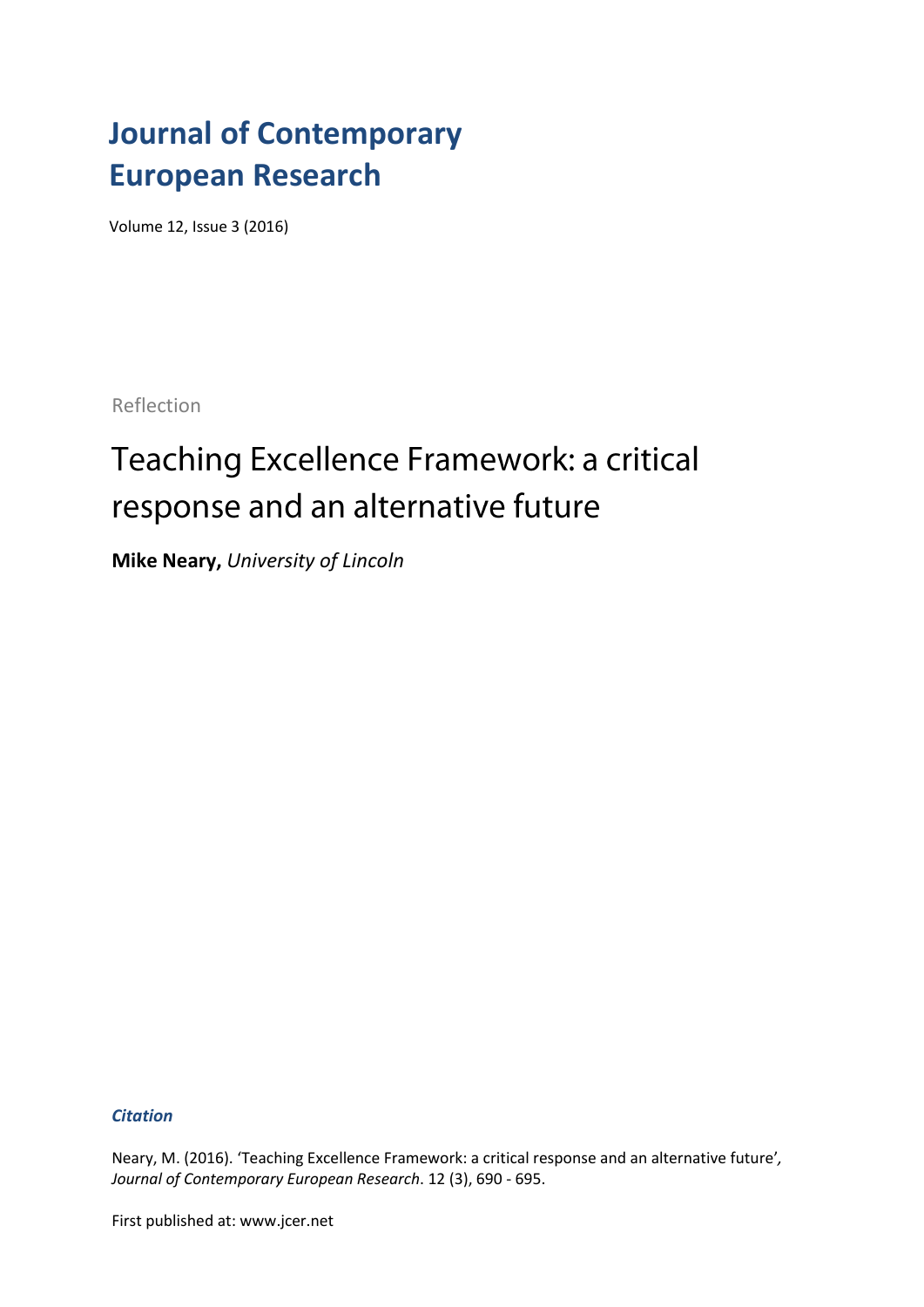# Journal of Contemporary European Research

Volume 12, Issue 3 (2016)

Reflection

## Teaching Excellence Framework: a critical response and an alternative future

**Mike Neary,** *University of Lincoln*

***Citation***

Neary, M. (2016). 'Teaching Excellence Framework: a critical response and an alternative future', *Journal of Contemporary European Research*. 12 (3), 690 - 695.

First published at: www.jcer.net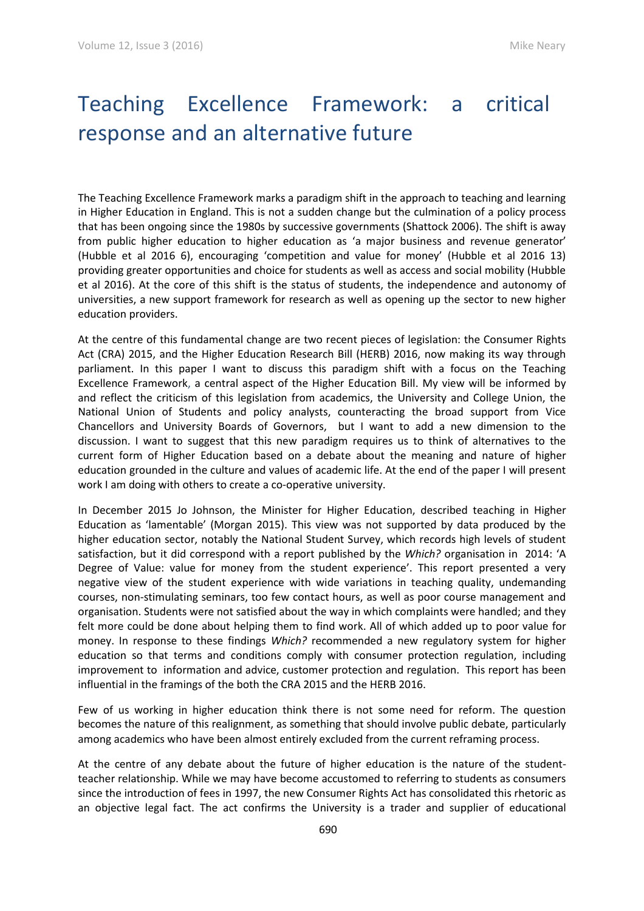// Teaching Excellence Framework: a critical response and an alternative future

The Teaching Excellence Framework marks a paradigm shift in the approach to teaching and learning in Higher Education in England. This is not a sudden change but the culmination of a policy process that has been ongoing since the 1980s by successive governments (Shattock 2006). The shift is away from public higher education to higher education as 'a major business and revenue generator' (Hubble et al 2016 6), encouraging 'competition and value for money' (Hubble et al 2016 13) providing greater opportunities and choice for students as well as access and social mobility (Hubble et al 2016). At the core of this shift is the status of students, the independence and autonomy of universities, a new support framework for research as well as opening up the sector to new higher education providers.

At the centre of this fundamental change are two recent pieces of legislation: the Consumer Rights Act (CRA) 2015, and the Higher Education Research Bill (HERB) 2016, now making its way through parliament. In this paper I want to discuss this paradigm shift with a focus on the Teaching Excellence Framework, a central aspect of the Higher Education Bill. My view will be informed by and reflect the criticism of this legislation from academics, the University and College Union, the National Union of Students and policy analysts, counteracting the broad support from Vice Chancellors and University Boards of Governors, but I want to add a new dimension to the discussion. I want to suggest that this new paradigm requires us to think of alternatives to the current form of Higher Education based on a debate about the meaning and nature of higher education grounded in the culture and values of academic life. At the end of the paper I will present work I am doing with others to create a co-operative university.

In December 2015 Jo Johnson, the Minister for Higher Education, described teaching in Higher Education as 'lamentable' (Morgan 2015). This view was not supported by data produced by the higher education sector, notably the National Student Survey, which records high levels of student satisfaction, but it did correspond with a report published by the *Which?* organisation in 2014: 'A Degree of Value: value for money from the student experience'. This report presented a very negative view of the student experience with wide variations in teaching quality, undemanding courses, non-stimulating seminars, too few contact hours, as well as poor course management and organisation. Students were not satisfied about the way in which complaints were handled; and they felt more could be done about helping them to find work. All of which added up to poor value for money. In response to these findings *Which?* recommended a new regulatory system for higher education so that terms and conditions comply with consumer protection regulation, including improvement to information and advice, customer protection and regulation. This report has been influential in the framings of the both the CRA 2015 and the HERB 2016.

Few of us working in higher education think there is not some need for reform. The question becomes the nature of this realignment, as something that should involve public debate, particularly among academics who have been almost entirely excluded from the current reframing process.

At the centre of any debate about the future of higher education is the nature of the student-teacher relationship. While we may have become accustomed to referring to students as consumers since the introduction of fees in 1997, the new Consumer Rights Act has consolidated this rhetoric as an objective legal fact. The act confirms the University is a trader and supplier of educational

# Teaching Excellence Framework: a critical response and an alternative future

The Teaching Excellence Framework marks a paradigm shift in the approach to teaching and learning in Higher Education in England. This is not a sudden change but the culmination of a policy process that has been ongoing since the 1980s by successive governments (Shattock 2006). The shift is away from public higher education to higher education as 'a major business and revenue generator' (Hubble et al 2016 6), encouraging 'competition and value for money' (Hubble et al 2016 13) providing greater opportunities and choice for students as well as access and social mobility (Hubble et al 2016). At the core of this shift is the status of students, the independence and autonomy of universities, a new support framework for research as well as opening up the sector to new higher education providers.

At the centre of this fundamental change are two recent pieces of legislation: the Consumer Rights Act (CRA) 2015, and the Higher Education Research Bill (HERB) 2016, now making its way through parliament. In this paper I want to discuss this paradigm shift with a focus on the Teaching Excellence Framework, a central aspect of the Higher Education Bill. My view will be informed by and reflect the criticism of this legislation from academics, the University and College Union, the National Union of Students and policy analysts, counteracting the broad support from Vice Chancellors and University Boards of Governors, but I want to add a new dimension to the discussion. I want to suggest that this new paradigm requires us to think of alternatives to the current form of Higher Education based on a debate about the meaning and nature of higher education grounded in the culture and values of academic life. At the end of the paper I will present work I am doing with others to create a co-operative university.

In December 2015 Jo Johnson, the Minister for Higher Education, described teaching in Higher Education as 'lamentable' (Morgan 2015). This view was not supported by data produced by the higher education sector, notably the National Student Survey, which records high levels of student satisfaction, but it did correspond with a report published by the *Which?* organisation in 2014: 'A Degree of Value: value for money from the student experience'. This report presented a very negative view of the student experience with wide variations in teaching quality, undemanding courses, non-stimulating seminars, too few contact hours, as well as poor course management and organisation. Students were not satisfied about the way in which complaints were handled; and they felt more could be done about helping them to find work. All of which added up to poor value for money. In response to these findings *Which?* recommended a new regulatory system for higher education so that terms and conditions comply with consumer protection regulation, including improvement to information and advice, customer protection and regulation. This report has been influential in the framings of the both the CRA 2015 and the HERB 2016.

Few of us working in higher education think there is not some need for reform. The question becomes the nature of this realignment, as something that should involve public debate, particularly among academics who have been almost entirely excluded from the current reframing process.

At the centre of any debate about the future of higher education is the nature of the student-teacher relationship. While we may have become accustomed to referring to students as consumers since the introduction of fees in 1997, the new Consumer Rights Act has consolidated this rhetoric as an objective legal fact. The act confirms the University is a trader and supplier of educational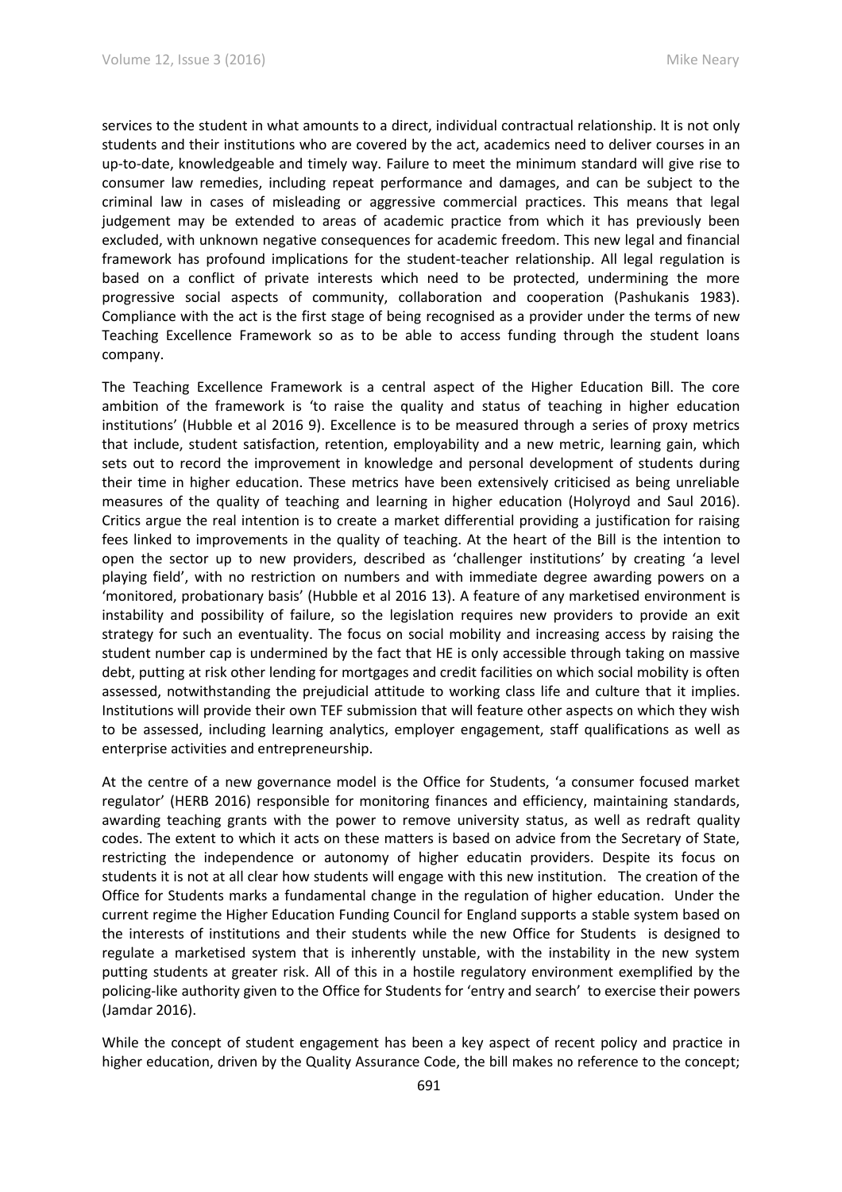services to the student in what amounts to a direct, individual contractual relationship. It is not only students and their institutions who are covered by the act, academics need to deliver courses in an up-to-date, knowledgeable and timely way. Failure to meet the minimum standard will give rise to consumer law remedies, including repeat performance and damages, and can be subject to the criminal law in cases of misleading or aggressive commercial practices. This means that legal judgement may be extended to areas of academic practice from which it has previously been excluded, with unknown negative consequences for academic freedom. This new legal and financial framework has profound implications for the student-teacher relationship. All legal regulation is based on a conflict of private interests which need to be protected, undermining the more progressive social aspects of community, collaboration and cooperation (Pashukanis 1983). Compliance with the act is the first stage of being recognised as a provider under the terms of new Teaching Excellence Framework so as to be able to access funding through the student loans company.

The Teaching Excellence Framework is a central aspect of the Higher Education Bill. The core ambition of the framework is 'to raise the quality and status of teaching in higher education institutions' (Hubble et al 2016 9). Excellence is to be measured through a series of proxy metrics that include, student satisfaction, retention, employability and a new metric, learning gain, which sets out to record the improvement in knowledge and personal development of students during their time in higher education. These metrics have been extensively criticised as being unreliable measures of the quality of teaching and learning in higher education (Holyroyd and Saul 2016). Critics argue the real intention is to create a market differential providing a justification for raising fees linked to improvements in the quality of teaching. At the heart of the Bill is the intention to open the sector up to new providers, described as 'challenger institutions' by creating 'a level playing field', with no restriction on numbers and with immediate degree awarding powers on a 'monitored, probationary basis' (Hubble et al 2016 13). A feature of any marketised environment is instability and possibility of failure, so the legislation requires new providers to provide an exit strategy for such an eventuality. The focus on social mobility and increasing access by raising the student number cap is undermined by the fact that HE is only accessible through taking on massive debt, putting at risk other lending for mortgages and credit facilities on which social mobility is often assessed, notwithstanding the prejudicial attitude to working class life and culture that it implies. Institutions will provide their own TEF submission that will feature other aspects on which they wish to be assessed, including learning analytics, employer engagement, staff qualifications as well as enterprise activities and entrepreneurship.

At the centre of a new governance model is the Office for Students, 'a consumer focused market regulator' (HERB 2016) responsible for monitoring finances and efficiency, maintaining standards, awarding teaching grants with the power to remove university status, as well as redraft quality codes. The extent to which it acts on these matters is based on advice from the Secretary of State, restricting the independence or autonomy of higher educatin providers. Despite its focus on students it is not at all clear how students will engage with this new institution. The creation of the Office for Students marks a fundamental change in the regulation of higher education. Under the current regime the Higher Education Funding Council for England supports a stable system based on the interests of institutions and their students while the new Office for Students is designed to regulate a marketised system that is inherently unstable, with the instability in the new system putting students at greater risk. All of this in a hostile regulatory environment exemplified by the policing-like authority given to the Office for Students for 'entry and search' to exercise their powers (Jamdar 2016).

While the concept of student engagement has been a key aspect of recent policy and practice in higher education, driven by the Quality Assurance Code, the bill makes no reference to the concept;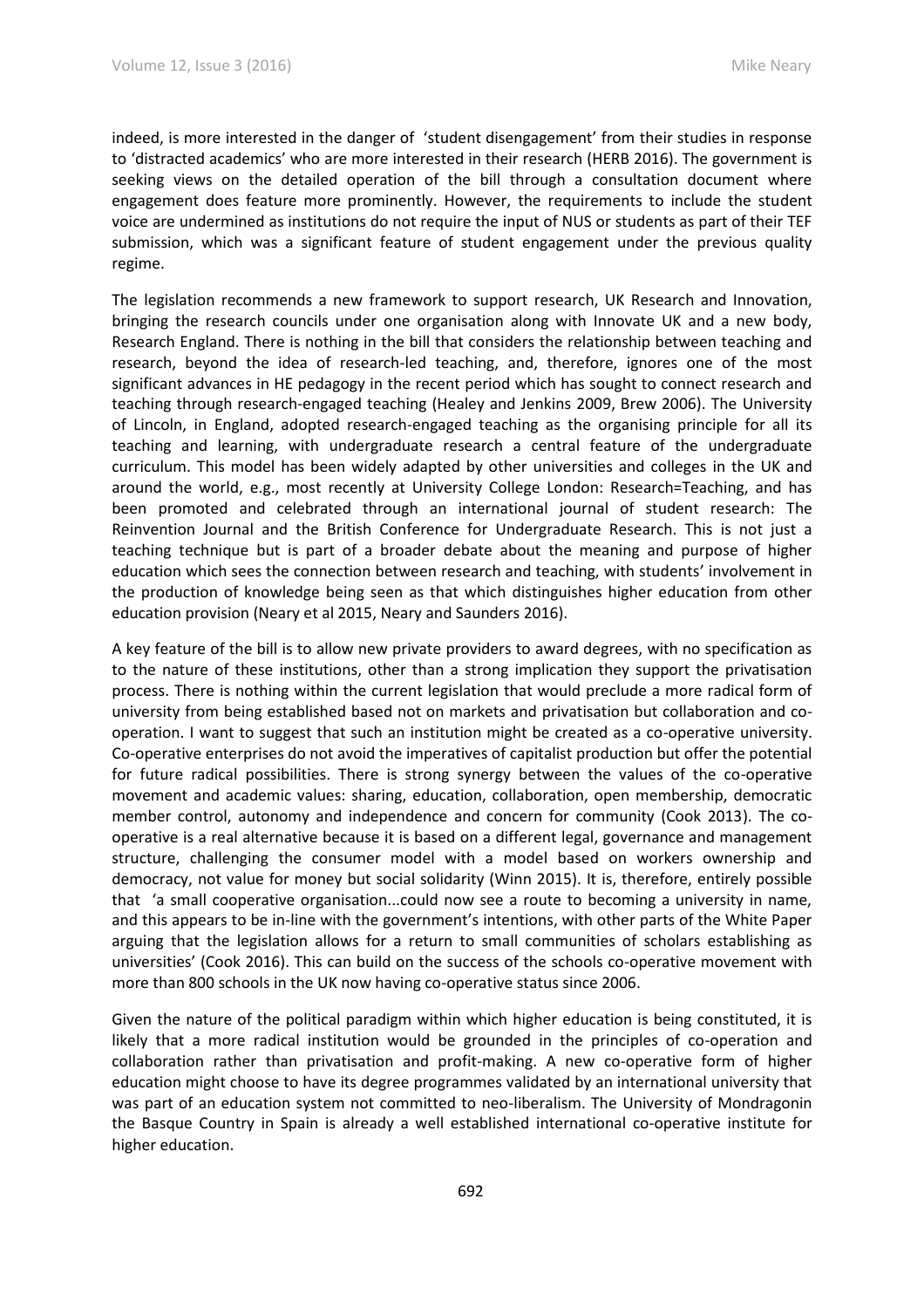indeed, is more interested in the danger of 'student disengagement' from their studies in response to 'distracted academics' who are more interested in their research (HERB 2016). The government is seeking views on the detailed operation of the bill through a consultation document where engagement does feature more prominently. However, the requirements to include the student voice are undermined as institutions do not require the input of NUS or students as part of their TEF submission, which was a significant feature of student engagement under the previous quality regime.

The legislation recommends a new framework to support research, UK Research and Innovation, bringing the research councils under one organisation along with Innovate UK and a new body, Research England. There is nothing in the bill that considers the relationship between teaching and research, beyond the idea of research-led teaching, and, therefore, ignores one of the most significant advances in HE pedagogy in the recent period which has sought to connect research and teaching through research-engaged teaching (Healey and Jenkins 2009, Brew 2006). The University of Lincoln, in England, adopted research-engaged teaching as the organising principle for all its teaching and learning, with undergraduate research a central feature of the undergraduate curriculum. This model has been widely adapted by other universities and colleges in the UK and around the world, e.g., most recently at University College London: Research=Teaching, and has been promoted and celebrated through an international journal of student research: The Reinvention Journal and the British Conference for Undergraduate Research. This is not just a teaching technique but is part of a broader debate about the meaning and purpose of higher education which sees the connection between research and teaching, with students' involvement in the production of knowledge being seen as that which distinguishes higher education from other education provision (Neary et al 2015, Neary and Saunders 2016).

A key feature of the bill is to allow new private providers to award degrees, with no specification as to the nature of these institutions, other than a strong implication they support the privatisation process. There is nothing within the current legislation that would preclude a more radical form of university from being established based not on markets and privatisation but collaboration and co-operation. I want to suggest that such an institution might be created as a co-operative university. Co-operative enterprises do not avoid the imperatives of capitalist production but offer the potential for future radical possibilities. There is strong synergy between the values of the co-operative movement and academic values: sharing, education, collaboration, open membership, democratic member control, autonomy and independence and concern for community (Cook 2013). The co-operative is a real alternative because it is based on a different legal, governance and management structure, challenging the consumer model with a model based on workers ownership and democracy, not value for money but social solidarity (Winn 2015). It is, therefore, entirely possible that 'a small cooperative organisation...could now see a route to becoming a university in name, and this appears to be in-line with the government's intentions, with other parts of the White Paper arguing that the legislation allows for a return to small communities of scholars establishing as universities' (Cook 2016). This can build on the success of the schools co-operative movement with more than 800 schools in the UK now having co-operative status since 2006.

Given the nature of the political paradigm within which higher education is being constituted, it is likely that a more radical institution would be grounded in the principles of co-operation and collaboration rather than privatisation and profit-making. A new co-operative form of higher education might choose to have its degree programmes validated by an international university that was part of an education system not committed to neo-liberalism. The University of Mondragonin the Basque Country in Spain is already a well established international co-operative institute for higher education.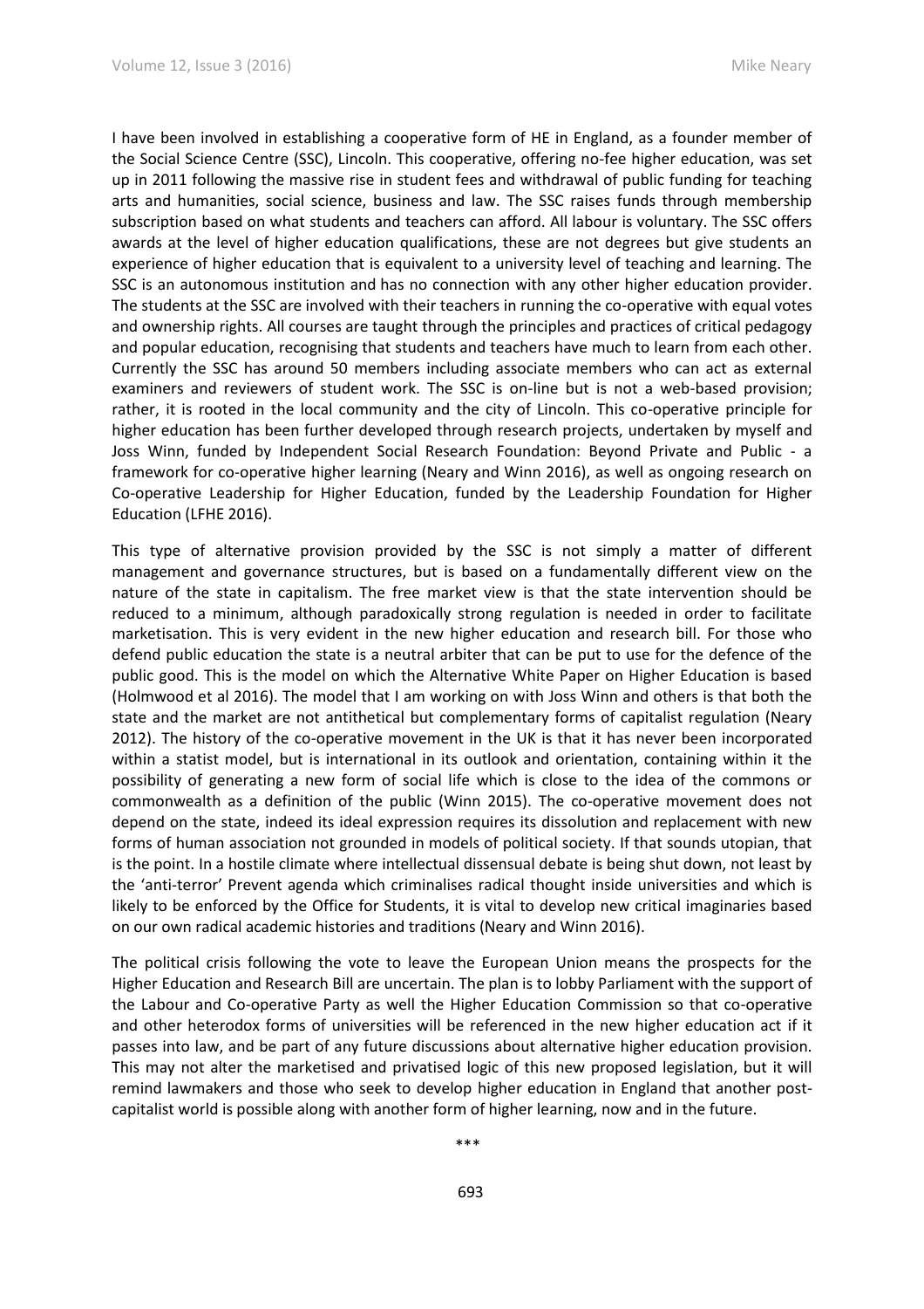I have been involved in establishing a cooperative form of HE in England, as a founder member of the Social Science Centre (SSC), Lincoln. This cooperative, offering no-fee higher education, was set up in 2011 following the massive rise in student fees and withdrawal of public funding for teaching arts and humanities, social science, business and law. The SSC raises funds through membership subscription based on what students and teachers can afford. All labour is voluntary. The SSC offers awards at the level of higher education qualifications, these are not degrees but give students an experience of higher education that is equivalent to a university level of teaching and learning. The SSC is an autonomous institution and has no connection with any other higher education provider. The students at the SSC are involved with their teachers in running the co-operative with equal votes and ownership rights. All courses are taught through the principles and practices of critical pedagogy and popular education, recognising that students and teachers have much to learn from each other. Currently the SSC has around 50 members including associate members who can act as external examiners and reviewers of student work. The SSC is on-line but is not a web-based provision; rather, it is rooted in the local community and the city of Lincoln. This co-operative principle for higher education has been further developed through research projects, undertaken by myself and Joss Winn, funded by Independent Social Research Foundation: Beyond Private and Public - a framework for co-operative higher learning (Neary and Winn 2016), as well as ongoing research on Co-operative Leadership for Higher Education, funded by the Leadership Foundation for Higher Education (LFHE 2016).

This type of alternative provision provided by the SSC is not simply a matter of different management and governance structures, but is based on a fundamentally different view on the nature of the state in capitalism. The free market view is that the state intervention should be reduced to a minimum, although paradoxically strong regulation is needed in order to facilitate marketisation. This is very evident in the new higher education and research bill. For those who defend public education the state is a neutral arbiter that can be put to use for the defence of the public good. This is the model on which the Alternative White Paper on Higher Education is based (Holmwood et al 2016). The model that I am working on with Joss Winn and others is that both the state and the market are not antithetical but complementary forms of capitalist regulation (Neary 2012). The history of the co-operative movement in the UK is that it has never been incorporated within a statist model, but is international in its outlook and orientation, containing within it the possibility of generating a new form of social life which is close to the idea of the commons or commonwealth as a definition of the public (Winn 2015). The co-operative movement does not depend on the state, indeed its ideal expression requires its dissolution and replacement with new forms of human association not grounded in models of political society. If that sounds utopian, that is the point. In a hostile climate where intellectual dissensual debate is being shut down, not least by the 'anti-terror' Prevent agenda which criminalises radical thought inside universities and which is likely to be enforced by the Office for Students, it is vital to develop new critical imaginaries based on our own radical academic histories and traditions (Neary and Winn 2016).

The political crisis following the vote to leave the European Union means the prospects for the Higher Education and Research Bill are uncertain. The plan is to lobby Parliament with the support of the Labour and Co-operative Party as well the Higher Education Commission so that co-operative and other heterodox forms of universities will be referenced in the new higher education act if it passes into law, and be part of any future discussions about alternative higher education provision. This may not alter the marketised and privatised logic of this new proposed legislation, but it will remind lawmakers and those who seek to develop higher education in England that another post-capitalist world is possible along with another form of higher learning, now and in the future.

\*\*\*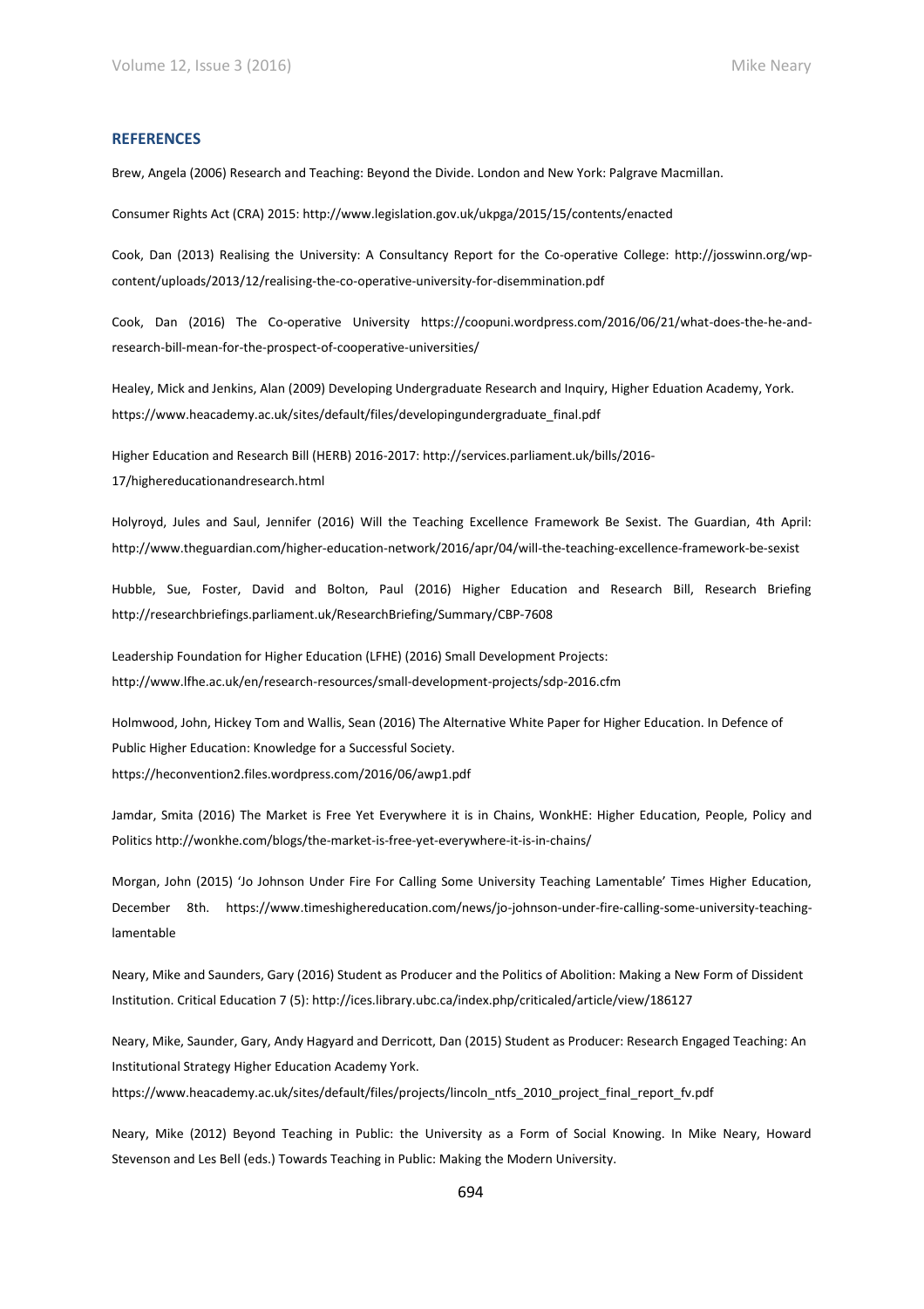## REFERENCES

Brew, Angela (2006) Research and Teaching: Beyond the Divide. London and New York: Palgrave Macmillan.

Consumer Rights Act (CRA) 2015: http://www.legislation.gov.uk/ukpga/2015/15/contents/enacted

Cook, Dan (2013) Realising the University: A Consultancy Report for the Co-operative College: http://josswinn.org/wp-content/uploads/2013/12/realising-the-co-operative-university-for-disemmination.pdf

Cook, Dan (2016) The Co-operative University https://coopuni.wordpress.com/2016/06/21/what-does-the-he-and-research-bill-mean-for-the-prospect-of-cooperative-universities/

Healey, Mick and Jenkins, Alan (2009) Developing Undergraduate Research and Inquiry, Higher Eduation Academy, York. https://www.heacademy.ac.uk/sites/default/files/developingundergraduate_final.pdf

Higher Education and Research Bill (HERB) 2016-2017: http://services.parliament.uk/bills/2016-17/highereducationandresearch.html

Holyroyd, Jules and Saul, Jennifer (2016) Will the Teaching Excellence Framework Be Sexist. The Guardian, 4th April: http://www.theguardian.com/higher-education-network/2016/apr/04/will-the-teaching-excellence-framework-be-sexist

Hubble, Sue, Foster, David and Bolton, Paul (2016) Higher Education and Research Bill, Research Briefing http://researchbriefings.parliament.uk/ResearchBriefing/Summary/CBP-7608

Leadership Foundation for Higher Education (LFHE) (2016) Small Development Projects: http://www.lfhe.ac.uk/en/research-resources/small-development-projects/sdp-2016.cfm

Holmwood, John, Hickey Tom and Wallis, Sean (2016) The Alternative White Paper for Higher Education. In Defence of Public Higher Education: Knowledge for a Successful Society. https://heconvention2.files.wordpress.com/2016/06/awp1.pdf

Jamdar, Smita (2016) The Market is Free Yet Everywhere it is in Chains, WonkHE: Higher Education, People, Policy and Politics http://wonkhe.com/blogs/the-market-is-free-yet-everywhere-it-is-in-chains/

Morgan, John (2015) 'Jo Johnson Under Fire For Calling Some University Teaching Lamentable' Times Higher Education, December 8th. https://www.timeshighereducation.com/news/jo-johnson-under-fire-calling-some-university-teaching-lamentable

Neary, Mike and Saunders, Gary (2016) Student as Producer and the Politics of Abolition: Making a New Form of Dissident Institution. Critical Education 7 (5): http://ices.library.ubc.ca/index.php/criticaled/article/view/186127

Neary, Mike, Saunder, Gary, Andy Hagyard and Derricott, Dan (2015) Student as Producer: Research Engaged Teaching: An Institutional Strategy Higher Education Academy York. https://www.heacademy.ac.uk/sites/default/files/projects/lincoln_ntfs_2010_project_final_report_fv.pdf

Neary, Mike (2012) Beyond Teaching in Public: the University as a Form of Social Knowing. In Mike Neary, Howard Stevenson and Les Bell (eds.) Towards Teaching in Public: Making the Modern University.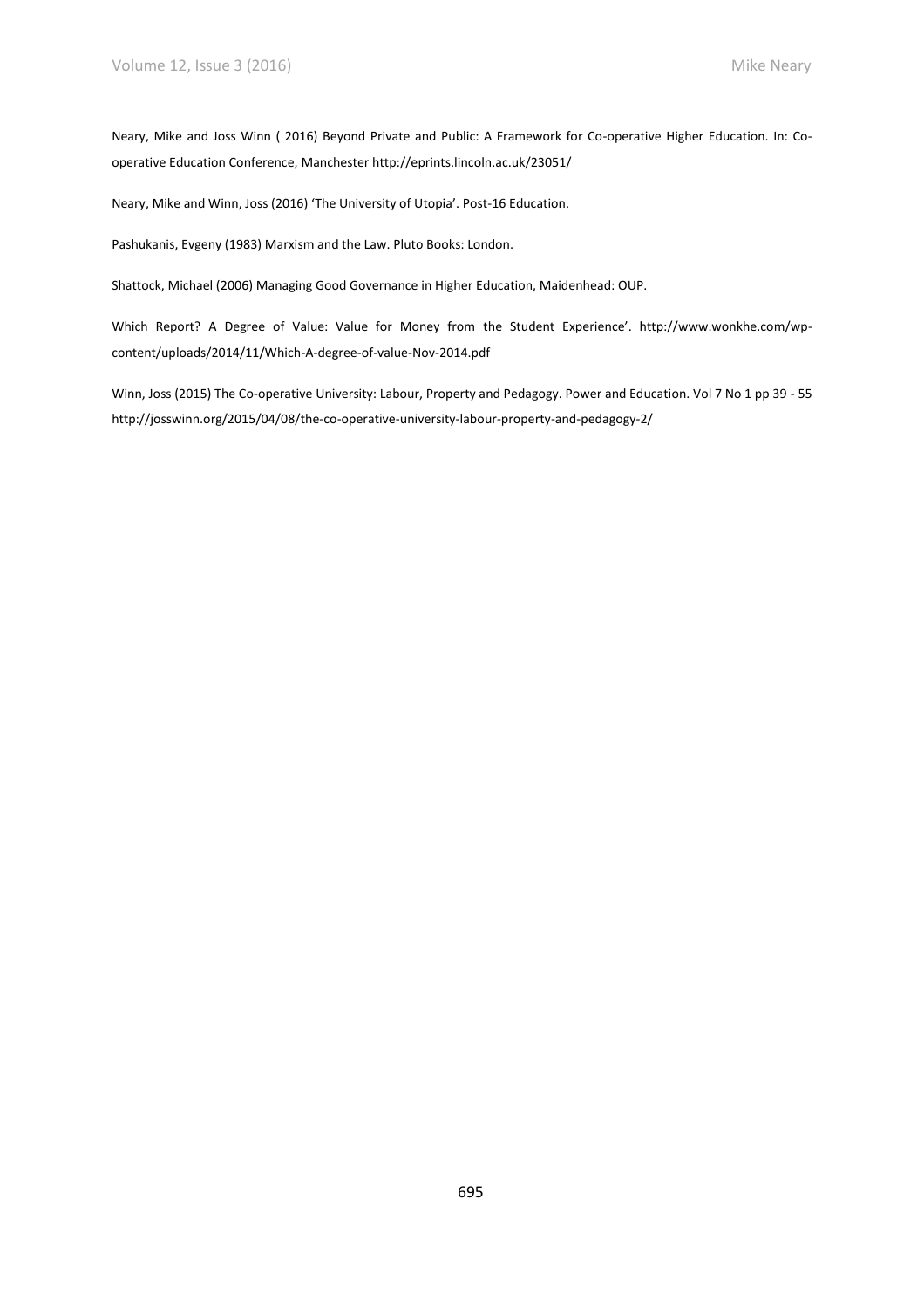Neary, Mike and Joss Winn ( 2016) Beyond Private and Public: A Framework for Co-operative Higher Education. In: Co-operative Education Conference, Manchester http://eprints.lincoln.ac.uk/23051/

Neary, Mike and Winn, Joss (2016) 'The University of Utopia'. Post-16 Education.

Pashukanis, Evgeny (1983) Marxism and the Law. Pluto Books: London.

Shattock, Michael (2006) Managing Good Governance in Higher Education, Maidenhead: OUP.

Which Report? A Degree of Value: Value for Money from the Student Experience'. http://www.wonkhe.com/wp-content/uploads/2014/11/Which-A-degree-of-value-Nov-2014.pdf

Winn, Joss (2015) The Co-operative University: Labour, Property and Pedagogy. Power and Education. Vol 7 No 1 pp 39 - 55 http://josswinn.org/2015/04/08/the-co-operative-university-labour-property-and-pedagogy-2/